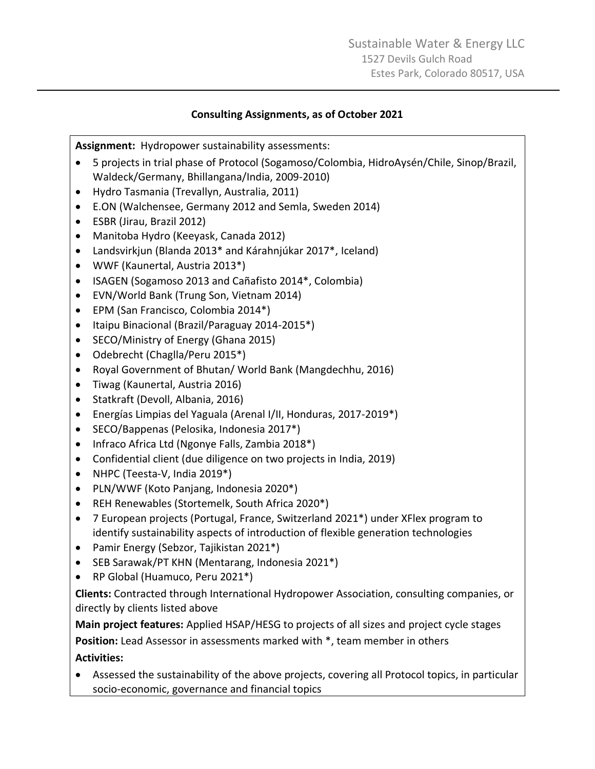Sustainable Water & Energy LLC
1527 Devils Gulch Road
Estes Park, Colorado 80517, USA

---

**Consulting Assignments, as of October 2021**

**Assignment:** Hydropower sustainability assessments:

- 5 projects in trial phase of Protocol (Sogamoso/Colombia, HidroAysén/Chile, Sinop/Brazil, Waldeck/Germany, Bhillangana/India, 2009-2010)
- Hydro Tasmania (Trevallyn, Australia, 2011)
- E.ON (Walchensee, Germany 2012 and Semla, Sweden 2014)
- ESBR (Jirau, Brazil 2012)
- Manitoba Hydro (Keeyask, Canada 2012)
- Landsvirkjun (Blanda 2013* and Kárahnjúkar 2017*, Iceland)
- WWF (Kaunertal, Austria 2013*)
- ISAGEN (Sogamoso 2013 and Cañafisto 2014*, Colombia)
- EVN/World Bank (Trung Son, Vietnam 2014)
- EPM (San Francisco, Colombia 2014*)
- Itaipu Binacional (Brazil/Paraguay 2014-2015*)
- SECO/Ministry of Energy (Ghana 2015)
- Odebrecht (Chaglla/Peru 2015*)
- Royal Government of Bhutan/ World Bank (Mangdechhu, 2016)
- Tiwag (Kaunertal, Austria 2016)
- Statkraft (Devoll, Albania, 2016)
- Energías Limpias del Yaguala (Arenal I/II, Honduras, 2017-2019*)
- SECO/Bappenas (Pelosika, Indonesia 2017*)
- Infraco Africa Ltd (Ngonye Falls, Zambia 2018*)
- Confidential client (due diligence on two projects in India, 2019)
- NHPC (Teesta-V, India 2019*)
- PLN/WWF (Koto Panjang, Indonesia 2020*)
- REH Renewables (Stortemelk, South Africa 2020*)
- 7 European projects (Portugal, France, Switzerland 2021*) under XFlex program to identify sustainability aspects of introduction of flexible generation technologies
- Pamir Energy (Sebzor, Tajikistan 2021*)
- SEB Sarawak/PT KHN (Mentarang, Indonesia 2021*)
- RP Global (Huamuco, Peru 2021*)

**Clients:** Contracted through International Hydropower Association, consulting companies, or directly by clients listed above

**Main project features:** Applied HSAP/HESG to projects of all sizes and project cycle stages

**Position:** Lead Assessor in assessments marked with *, team member in others

**Activities:**

- Assessed the sustainability of the above projects, covering all Protocol topics, in particular socio-economic, governance and financial topics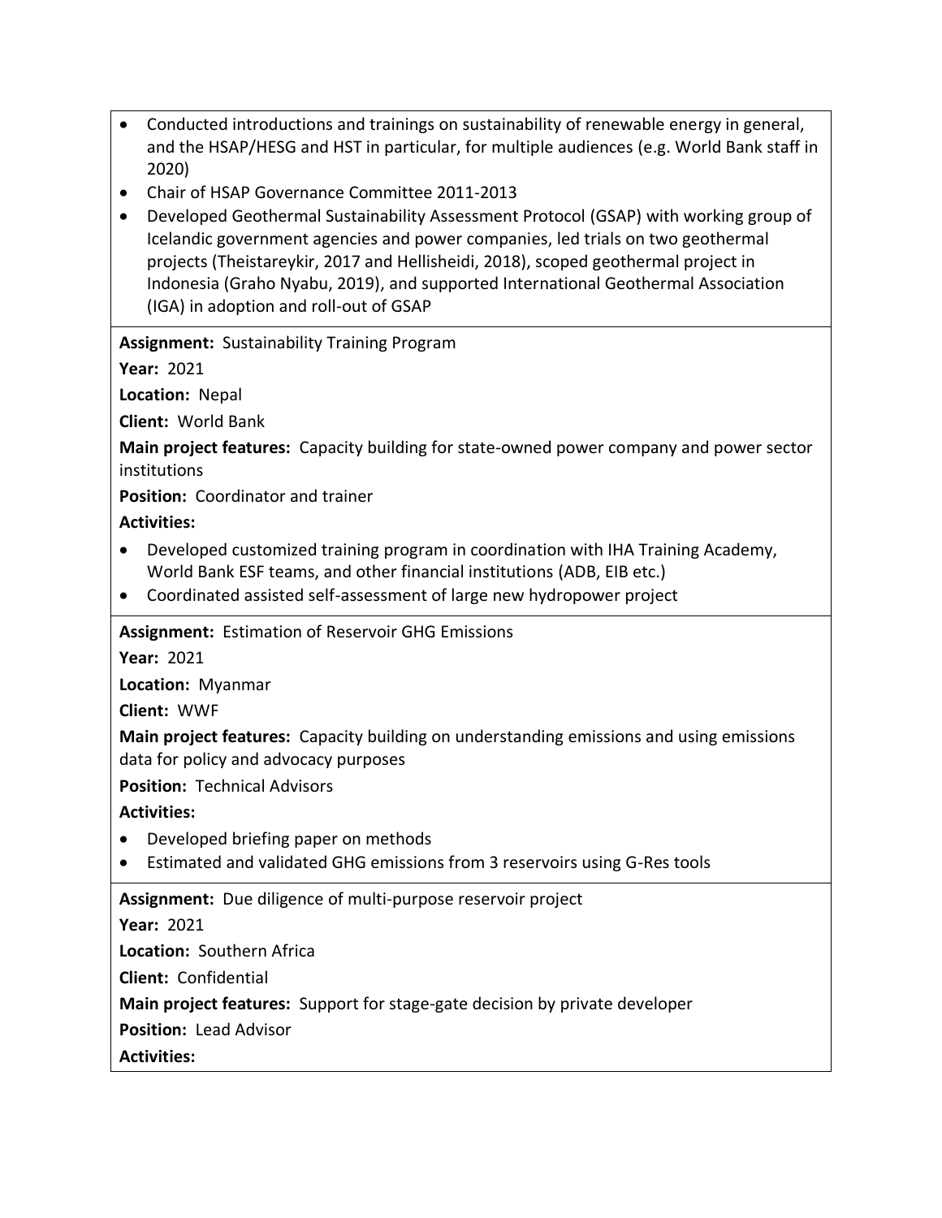- Conducted introductions and trainings on sustainability of renewable energy in general, and the HSAP/HESG and HST in particular, for multiple audiences (e.g. World Bank staff in 2020)
- Chair of HSAP Governance Committee 2011-2013
- Developed Geothermal Sustainability Assessment Protocol (GSAP) with working group of Icelandic government agencies and power companies, led trials on two geothermal projects (Theistareykir, 2017 and Hellisheidi, 2018), scoped geothermal project in Indonesia (Graho Nyabu, 2019), and supported International Geothermal Association (IGA) in adoption and roll-out of GSAP

**Assignment:** Sustainability Training Program

**Year:** 2021

**Location:** Nepal

**Client:** World Bank

**Main project features:** Capacity building for state-owned power company and power sector institutions

**Position:** Coordinator and trainer

**Activities:**

- Developed customized training program in coordination with IHA Training Academy, World Bank ESF teams, and other financial institutions (ADB, EIB etc.)
- Coordinated assisted self-assessment of large new hydropower project

**Assignment:** Estimation of Reservoir GHG Emissions

**Year:** 2021

**Location:** Myanmar

**Client:** WWF

**Main project features:** Capacity building on understanding emissions and using emissions data for policy and advocacy purposes

**Position:** Technical Advisors

**Activities:**

- Developed briefing paper on methods
- Estimated and validated GHG emissions from 3 reservoirs using G-Res tools

**Assignment:** Due diligence of multi-purpose reservoir project

**Year:** 2021

**Location:** Southern Africa

**Client:** Confidential

**Main project features:** Support for stage-gate decision by private developer

**Position:** Lead Advisor

**Activities:**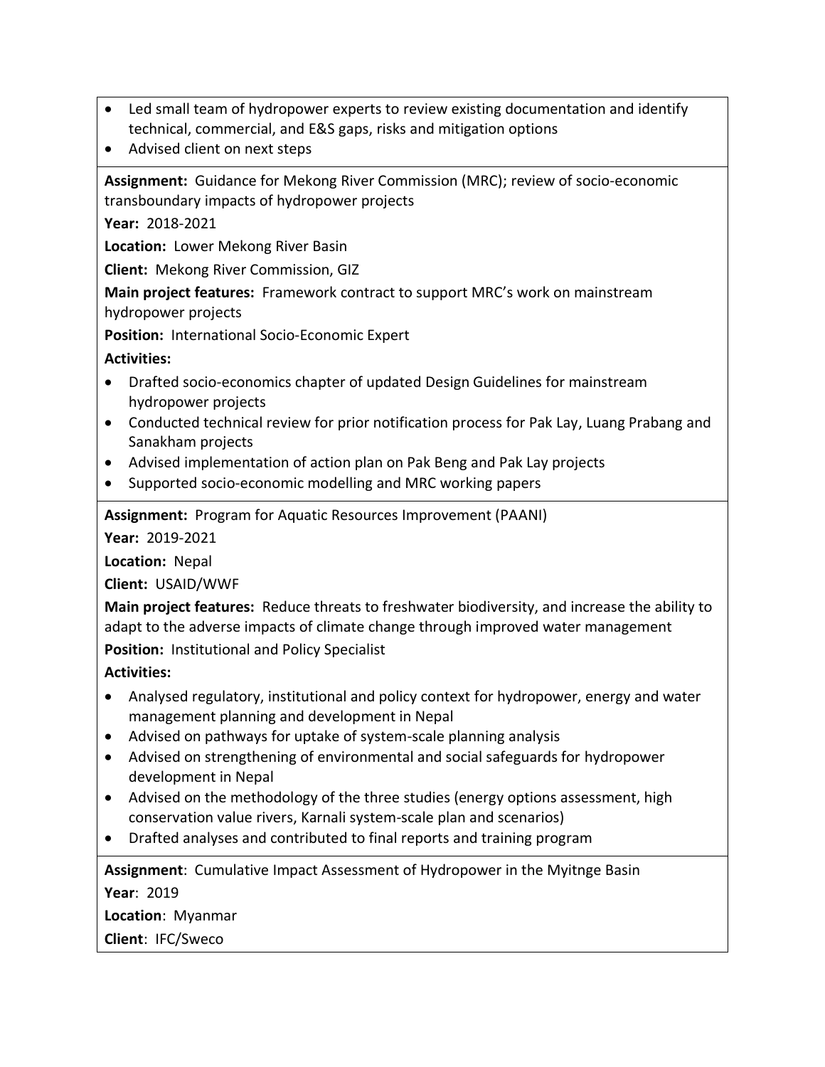- Led small team of hydropower experts to review existing documentation and identify technical, commercial, and E&S gaps, risks and mitigation options
- Advised client on next steps

**Assignment:** Guidance for Mekong River Commission (MRC); review of socio-economic transboundary impacts of hydropower projects

**Year:** 2018-2021

**Location:** Lower Mekong River Basin

**Client:** Mekong River Commission, GIZ

**Main project features:** Framework contract to support MRC's work on mainstream hydropower projects

**Position:** International Socio-Economic Expert

**Activities:**

- Drafted socio-economics chapter of updated Design Guidelines for mainstream hydropower projects
- Conducted technical review for prior notification process for Pak Lay, Luang Prabang and Sanakham projects
- Advised implementation of action plan on Pak Beng and Pak Lay projects
- Supported socio-economic modelling and MRC working papers

**Assignment:** Program for Aquatic Resources Improvement (PAANI)

**Year:** 2019-2021

**Location:** Nepal

**Client:** USAID/WWF

**Main project features:** Reduce threats to freshwater biodiversity, and increase the ability to adapt to the adverse impacts of climate change through improved water management

**Position:** Institutional and Policy Specialist

**Activities:**

- Analysed regulatory, institutional and policy context for hydropower, energy and water management planning and development in Nepal
- Advised on pathways for uptake of system-scale planning analysis
- Advised on strengthening of environmental and social safeguards for hydropower development in Nepal
- Advised on the methodology of the three studies (energy options assessment, high conservation value rivers, Karnali system-scale plan and scenarios)
- Drafted analyses and contributed to final reports and training program

**Assignment**: Cumulative Impact Assessment of Hydropower in the Myitnge Basin

**Year**: 2019

**Location**: Myanmar

**Client**: IFC/Sweco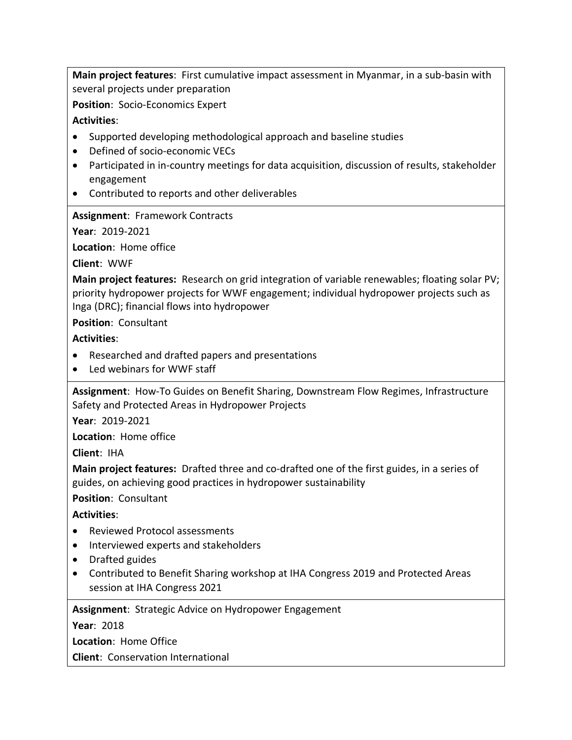**Main project features**: First cumulative impact assessment in Myanmar, in a sub-basin with several projects under preparation

**Position**: Socio-Economics Expert

**Activities**:

- Supported developing methodological approach and baseline studies
- Defined of socio-economic VECs
- Participated in in-country meetings for data acquisition, discussion of results, stakeholder engagement
- Contributed to reports and other deliverables

---

**Assignment**: Framework Contracts

**Year**: 2019-2021

**Location**: Home office

**Client**: WWF

**Main project features:** Research on grid integration of variable renewables; floating solar PV; priority hydropower projects for WWF engagement; individual hydropower projects such as Inga (DRC); financial flows into hydropower

**Position**: Consultant

**Activities**:

- Researched and drafted papers and presentations
- Led webinars for WWF staff

---

**Assignment**: How-To Guides on Benefit Sharing, Downstream Flow Regimes, Infrastructure Safety and Protected Areas in Hydropower Projects

**Year**: 2019-2021

**Location**: Home office

**Client**: IHA

**Main project features:** Drafted three and co-drafted one of the first guides, in a series of guides, on achieving good practices in hydropower sustainability

**Position**: Consultant

**Activities**:

- Reviewed Protocol assessments
- Interviewed experts and stakeholders
- Drafted guides
- Contributed to Benefit Sharing workshop at IHA Congress 2019 and Protected Areas session at IHA Congress 2021

---

**Assignment**: Strategic Advice on Hydropower Engagement

**Year**: 2018

**Location**: Home Office

**Client**: Conservation International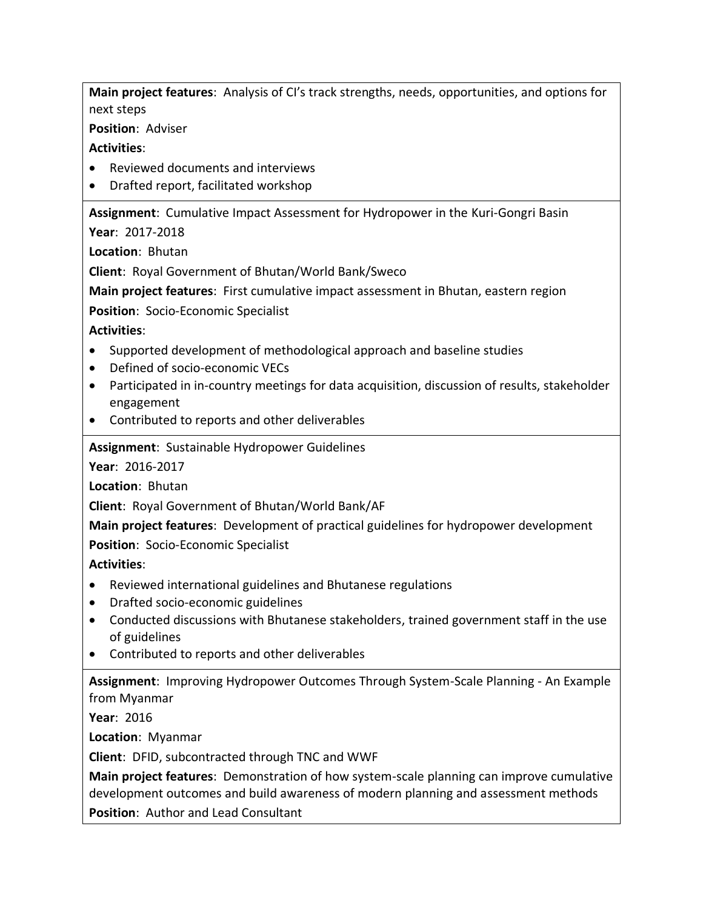**Main project features**: Analysis of CI's track strengths, needs, opportunities, and options for next steps

**Position**: Adviser

**Activities**:

- Reviewed documents and interviews
- Drafted report, facilitated workshop

**Assignment**: Cumulative Impact Assessment for Hydropower in the Kuri-Gongri Basin

**Year**: 2017-2018

**Location**: Bhutan

**Client**: Royal Government of Bhutan/World Bank/Sweco

**Main project features**: First cumulative impact assessment in Bhutan, eastern region

**Position**: Socio-Economic Specialist

**Activities**:

- Supported development of methodological approach and baseline studies
- Defined of socio-economic VECs
- Participated in in-country meetings for data acquisition, discussion of results, stakeholder engagement
- Contributed to reports and other deliverables

**Assignment**: Sustainable Hydropower Guidelines

**Year**: 2016-2017

**Location**: Bhutan

**Client**: Royal Government of Bhutan/World Bank/AF

**Main project features**: Development of practical guidelines for hydropower development

**Position**: Socio-Economic Specialist

**Activities**:

- Reviewed international guidelines and Bhutanese regulations
- Drafted socio-economic guidelines
- Conducted discussions with Bhutanese stakeholders, trained government staff in the use of guidelines
- Contributed to reports and other deliverables

**Assignment**: Improving Hydropower Outcomes Through System-Scale Planning - An Example from Myanmar

**Year**: 2016

**Location**: Myanmar

**Client**: DFID, subcontracted through TNC and WWF

**Main project features**: Demonstration of how system-scale planning can improve cumulative development outcomes and build awareness of modern planning and assessment methods

**Position**: Author and Lead Consultant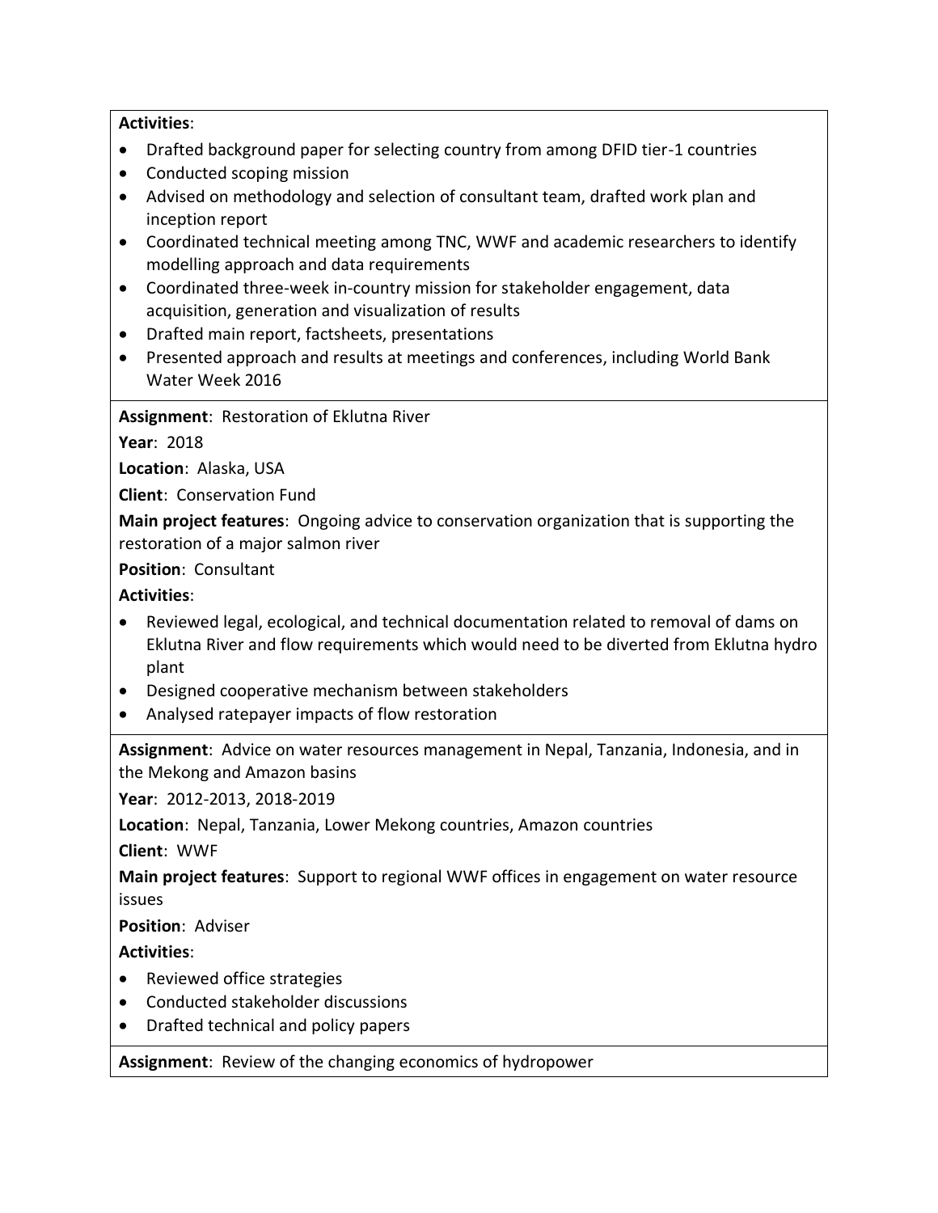**Activities**:

- Drafted background paper for selecting country from among DFID tier-1 countries
- Conducted scoping mission
- Advised on methodology and selection of consultant team, drafted work plan and inception report
- Coordinated technical meeting among TNC, WWF and academic researchers to identify modelling approach and data requirements
- Coordinated three-week in-country mission for stakeholder engagement, data acquisition, generation and visualization of results
- Drafted main report, factsheets, presentations
- Presented approach and results at meetings and conferences, including World Bank Water Week 2016

---

**Assignment**: Restoration of Eklutna River

**Year**: 2018

**Location**: Alaska, USA

**Client**: Conservation Fund

**Main project features**: Ongoing advice to conservation organization that is supporting the restoration of a major salmon river

**Position**: Consultant

**Activities**:

- Reviewed legal, ecological, and technical documentation related to removal of dams on Eklutna River and flow requirements which would need to be diverted from Eklutna hydro plant
- Designed cooperative mechanism between stakeholders
- Analysed ratepayer impacts of flow restoration

---

**Assignment**: Advice on water resources management in Nepal, Tanzania, Indonesia, and in the Mekong and Amazon basins

**Year**: 2012-2013, 2018-2019

**Location**: Nepal, Tanzania, Lower Mekong countries, Amazon countries

**Client**: WWF

**Main project features**: Support to regional WWF offices in engagement on water resource issues

**Position**: Adviser

**Activities**:

- Reviewed office strategies
- Conducted stakeholder discussions
- Drafted technical and policy papers

---

**Assignment**: Review of the changing economics of hydropower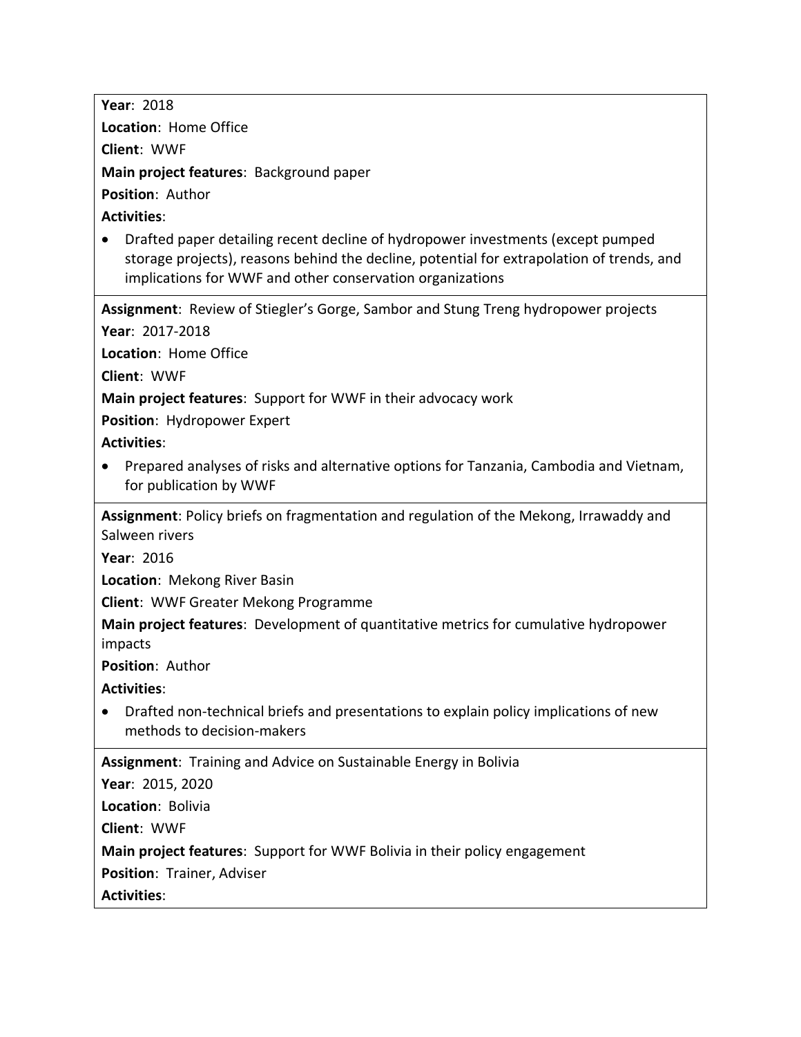**Year**: 2018

**Location**: Home Office

**Client**: WWF

**Main project features**: Background paper

**Position**: Author

**Activities**:

- Drafted paper detailing recent decline of hydropower investments (except pumped storage projects), reasons behind the decline, potential for extrapolation of trends, and implications for WWF and other conservation organizations

**Assignment**: Review of Stiegler's Gorge, Sambor and Stung Treng hydropower projects

**Year**: 2017-2018

**Location**: Home Office

**Client**: WWF

**Main project features**: Support for WWF in their advocacy work

**Position**: Hydropower Expert

**Activities**:

- Prepared analyses of risks and alternative options for Tanzania, Cambodia and Vietnam, for publication by WWF

**Assignment**: Policy briefs on fragmentation and regulation of the Mekong, Irrawaddy and Salween rivers

**Year**: 2016

**Location**: Mekong River Basin

**Client**: WWF Greater Mekong Programme

**Main project features**: Development of quantitative metrics for cumulative hydropower impacts

**Position**: Author

**Activities**:

- Drafted non-technical briefs and presentations to explain policy implications of new methods to decision-makers

**Assignment**: Training and Advice on Sustainable Energy in Bolivia

**Year**: 2015, 2020

**Location**: Bolivia

**Client**: WWF

**Main project features**: Support for WWF Bolivia in their policy engagement

**Position**: Trainer, Adviser

**Activities**: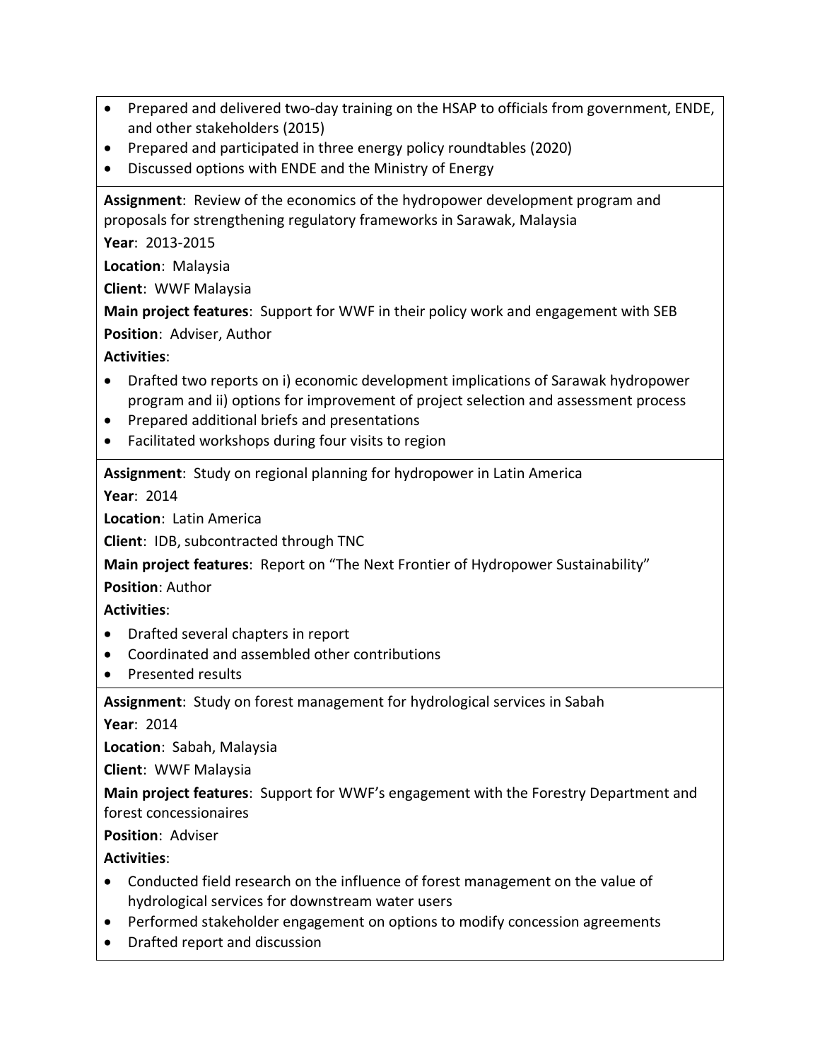- Prepared and delivered two-day training on the HSAP to officials from government, ENDE, and other stakeholders (2015)
- Prepared and participated in three energy policy roundtables (2020)
- Discussed options with ENDE and the Ministry of Energy

---

**Assignment**: Review of the economics of the hydropower development program and proposals for strengthening regulatory frameworks in Sarawak, Malaysia

**Year**: 2013-2015

**Location**: Malaysia

**Client**: WWF Malaysia

**Main project features**: Support for WWF in their policy work and engagement with SEB

**Position**: Adviser, Author

**Activities**:

- Drafted two reports on i) economic development implications of Sarawak hydropower program and ii) options for improvement of project selection and assessment process
- Prepared additional briefs and presentations
- Facilitated workshops during four visits to region

---

**Assignment**: Study on regional planning for hydropower in Latin America

**Year**: 2014

**Location**: Latin America

**Client**: IDB, subcontracted through TNC

**Main project features**: Report on "The Next Frontier of Hydropower Sustainability"

**Position**: Author

**Activities**:

- Drafted several chapters in report
- Coordinated and assembled other contributions
- Presented results

---

**Assignment**: Study on forest management for hydrological services in Sabah

**Year**: 2014

**Location**: Sabah, Malaysia

**Client**: WWF Malaysia

**Main project features**: Support for WWF's engagement with the Forestry Department and forest concessionaires

**Position**: Adviser

**Activities**:

- Conducted field research on the influence of forest management on the value of hydrological services for downstream water users
- Performed stakeholder engagement on options to modify concession agreements
- Drafted report and discussion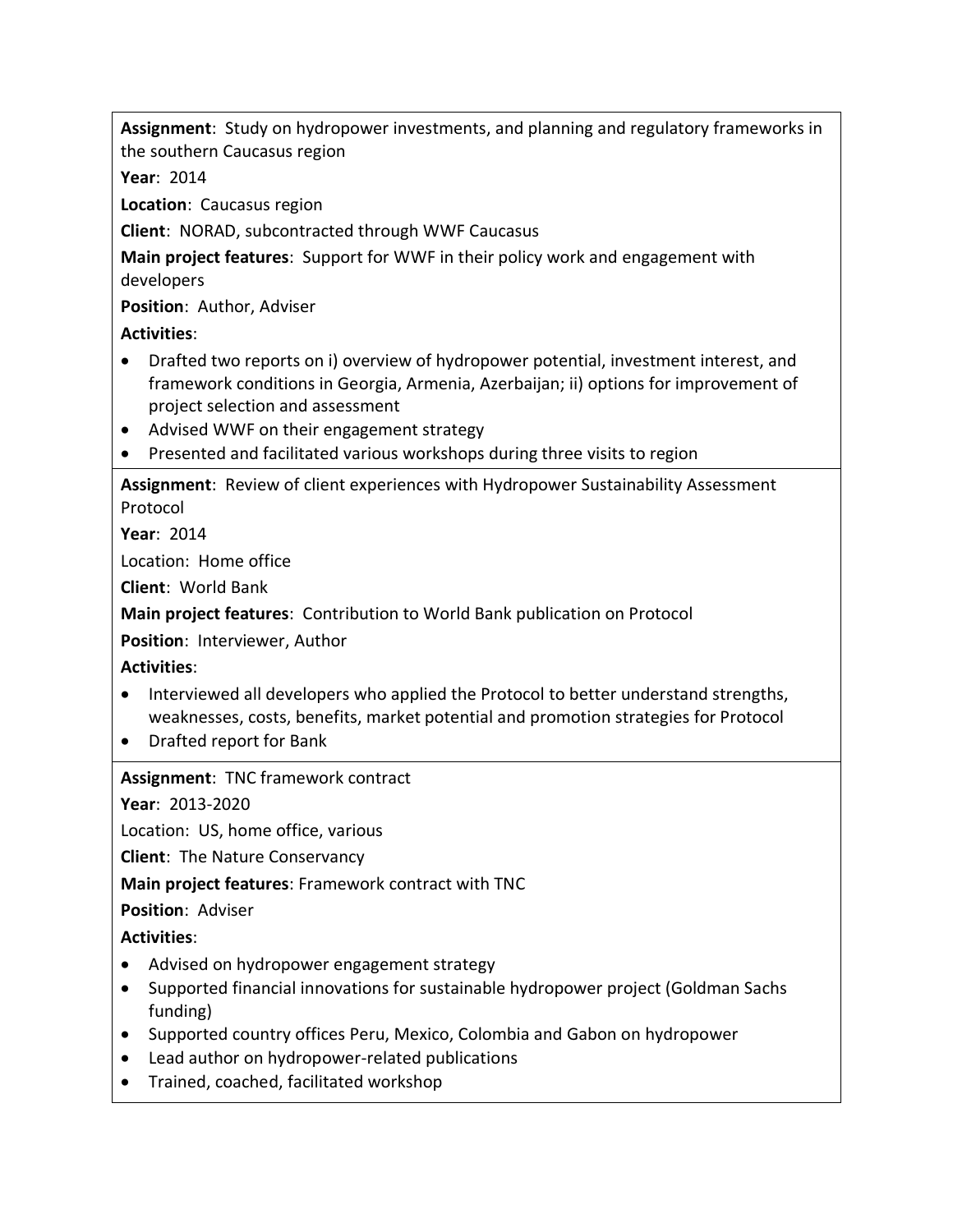**Assignment**: Study on hydropower investments, and planning and regulatory frameworks in the southern Caucasus region

**Year**: 2014

**Location**: Caucasus region

**Client**: NORAD, subcontracted through WWF Caucasus

**Main project features**: Support for WWF in their policy work and engagement with developers

**Position**: Author, Adviser

**Activities**:

- Drafted two reports on i) overview of hydropower potential, investment interest, and framework conditions in Georgia, Armenia, Azerbaijan; ii) options for improvement of project selection and assessment
- Advised WWF on their engagement strategy
- Presented and facilitated various workshops during three visits to region

---

**Assignment**: Review of client experiences with Hydropower Sustainability Assessment Protocol

**Year**: 2014

Location: Home office

**Client**: World Bank

**Main project features**: Contribution to World Bank publication on Protocol

**Position**: Interviewer, Author

**Activities**:

- Interviewed all developers who applied the Protocol to better understand strengths, weaknesses, costs, benefits, market potential and promotion strategies for Protocol
- Drafted report for Bank

---

**Assignment**: TNC framework contract

**Year**: 2013-2020

Location: US, home office, various

**Client**: The Nature Conservancy

**Main project features**: Framework contract with TNC

**Position**: Adviser

**Activities**:

- Advised on hydropower engagement strategy
- Supported financial innovations for sustainable hydropower project (Goldman Sachs funding)
- Supported country offices Peru, Mexico, Colombia and Gabon on hydropower
- Lead author on hydropower-related publications
- Trained, coached, facilitated workshop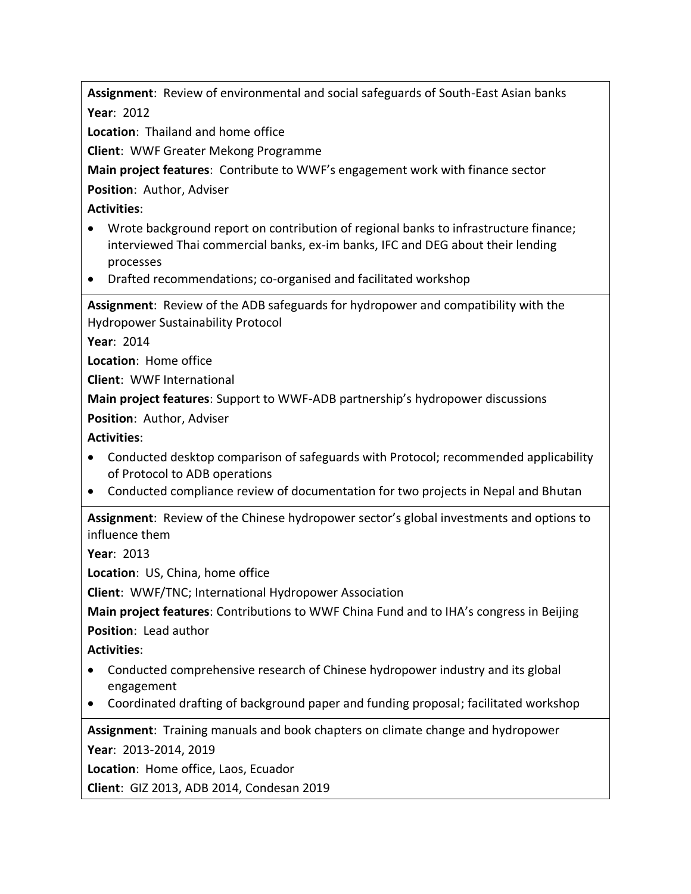**Assignment**: Review of environmental and social safeguards of South-East Asian banks
**Year**: 2012
**Location**: Thailand and home office
**Client**: WWF Greater Mekong Programme
**Main project features**: Contribute to WWF's engagement work with finance sector
**Position**: Author, Adviser
**Activities**:

- Wrote background report on contribution of regional banks to infrastructure finance; interviewed Thai commercial banks, ex-im banks, IFC and DEG about their lending processes
- Drafted recommendations; co-organised and facilitated workshop

---

**Assignment**: Review of the ADB safeguards for hydropower and compatibility with the Hydropower Sustainability Protocol
**Year**: 2014
**Location**: Home office
**Client**: WWF International
**Main project features**: Support to WWF-ADB partnership's hydropower discussions
**Position**: Author, Adviser
**Activities**:

- Conducted desktop comparison of safeguards with Protocol; recommended applicability of Protocol to ADB operations
- Conducted compliance review of documentation for two projects in Nepal and Bhutan

---

**Assignment**: Review of the Chinese hydropower sector's global investments and options to influence them
**Year**: 2013
**Location**: US, China, home office
**Client**: WWF/TNC; International Hydropower Association
**Main project features**: Contributions to WWF China Fund and to IHA's congress in Beijing
**Position**: Lead author
**Activities**:

- Conducted comprehensive research of Chinese hydropower industry and its global engagement
- Coordinated drafting of background paper and funding proposal; facilitated workshop

---

**Assignment**: Training manuals and book chapters on climate change and hydropower
**Year**: 2013-2014, 2019
**Location**: Home office, Laos, Ecuador
**Client**: GIZ 2013, ADB 2014, Condesan 2019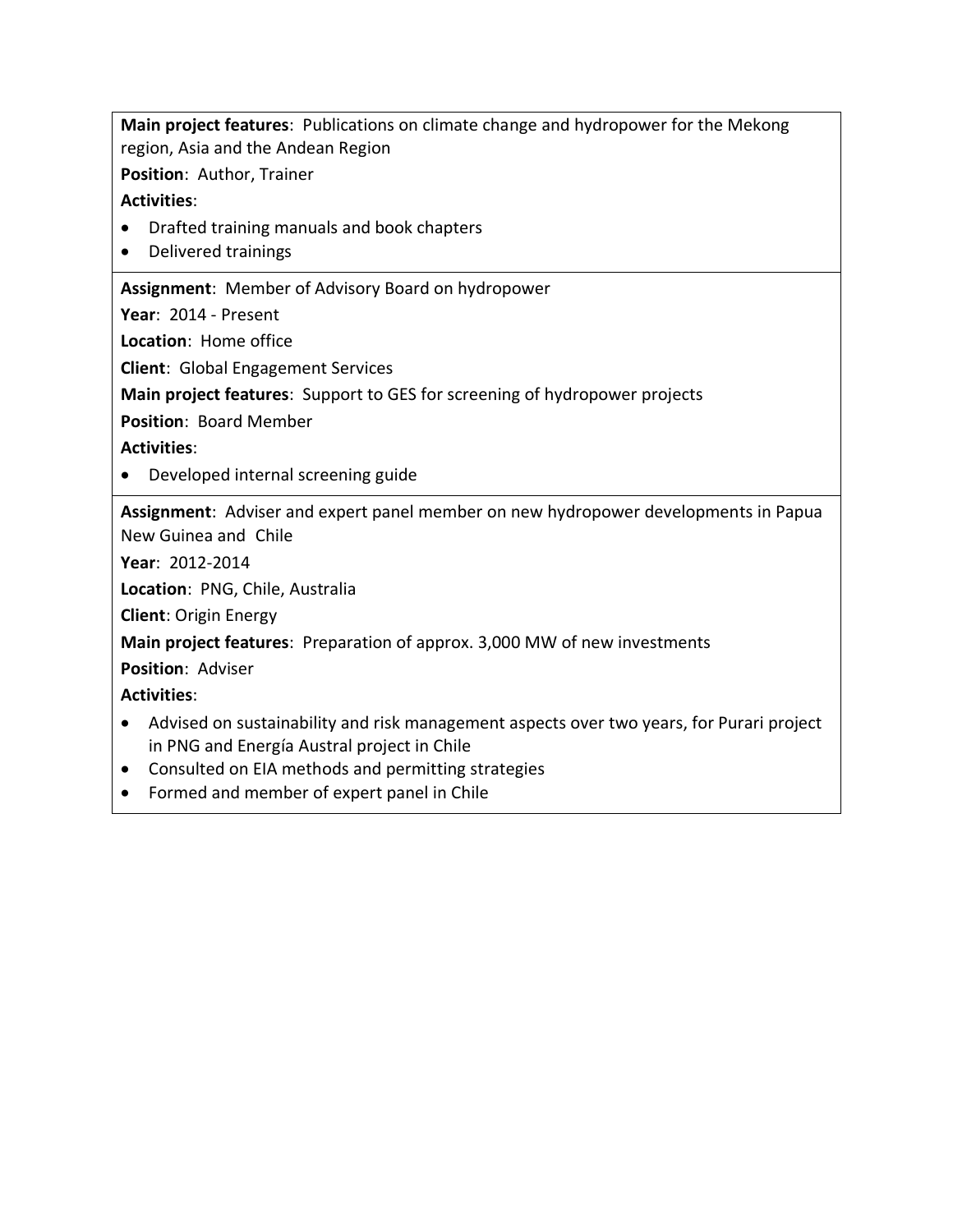**Main project features**: Publications on climate change and hydropower for the Mekong region, Asia and the Andean Region

**Position**: Author, Trainer

**Activities**:

- Drafted training manuals and book chapters
- Delivered trainings

---

**Assignment**: Member of Advisory Board on hydropower

**Year**: 2014 - Present

**Location**: Home office

**Client**: Global Engagement Services

**Main project features**: Support to GES for screening of hydropower projects

**Position**: Board Member

**Activities**:

- Developed internal screening guide

---

**Assignment**: Adviser and expert panel member on new hydropower developments in Papua New Guinea and Chile

**Year**: 2012-2014

**Location**: PNG, Chile, Australia

**Client**: Origin Energy

**Main project features**: Preparation of approx. 3,000 MW of new investments

**Position**: Adviser

**Activities**:

- Advised on sustainability and risk management aspects over two years, for Purari project in PNG and Energía Austral project in Chile
- Consulted on EIA methods and permitting strategies
- Formed and member of expert panel in Chile